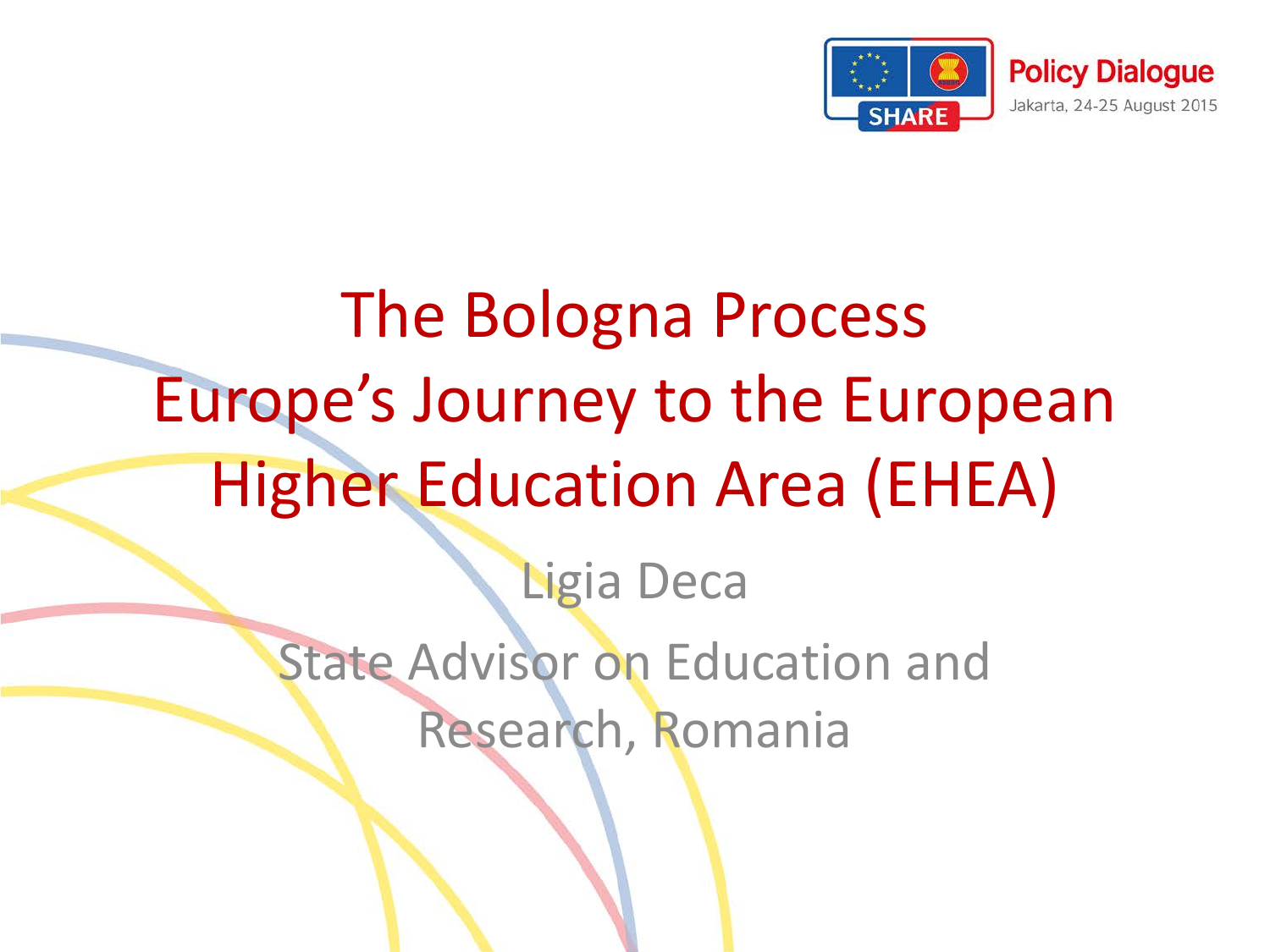# The Bologna Process
# Europe's Journey to the European Higher Education Area (EHEA)

Ligia Deca

State Advisor on Education and Research, Romania

SHARE

Policy Dialogue

Jakarta, 24-25 August 2015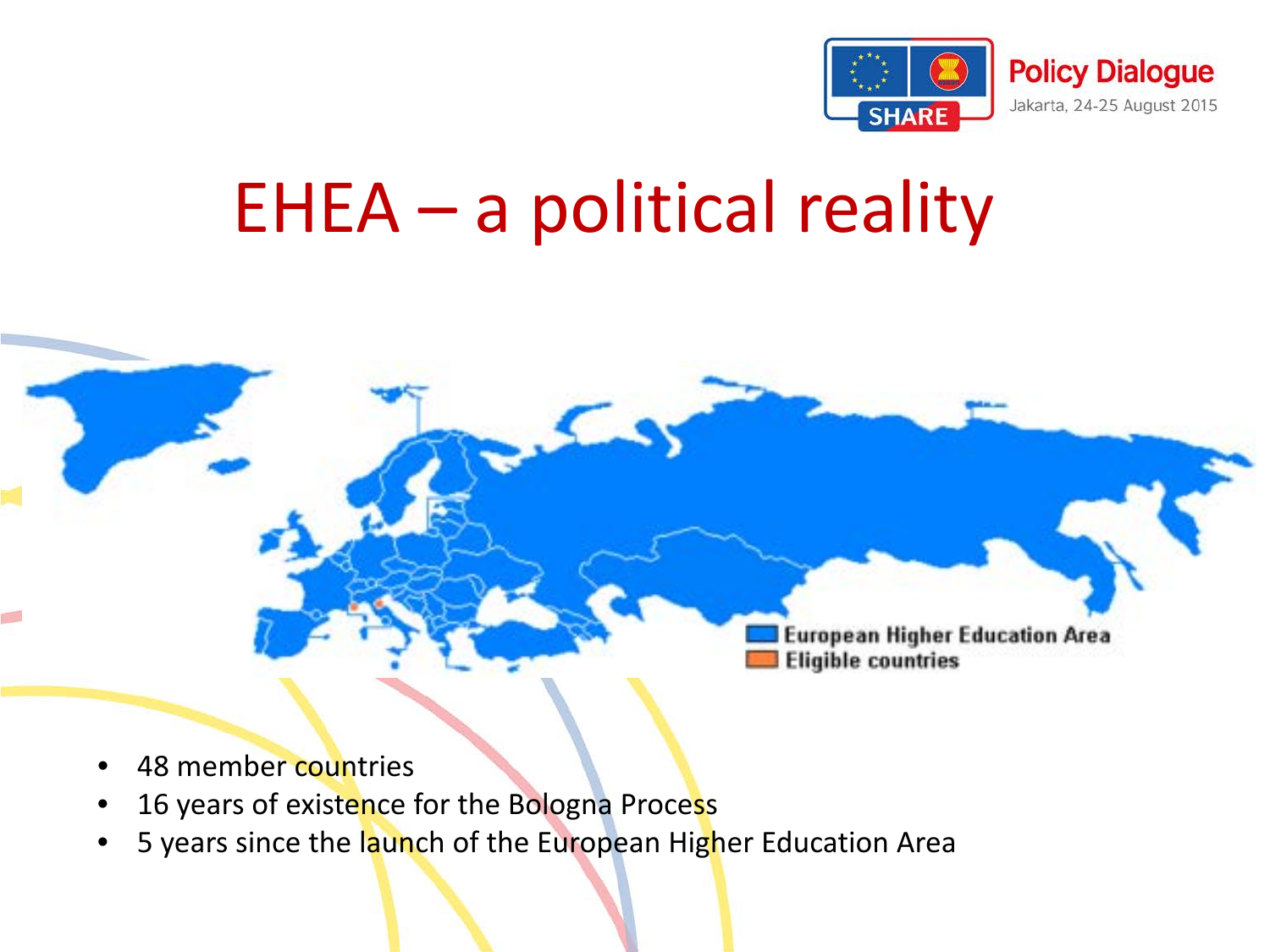# EHEA – a political reality

European Higher Education Area
Eligible countries

- 48 member countries
- 16 years of existence for the Bologna Process
- 5 years since the launch of the European Higher Education Area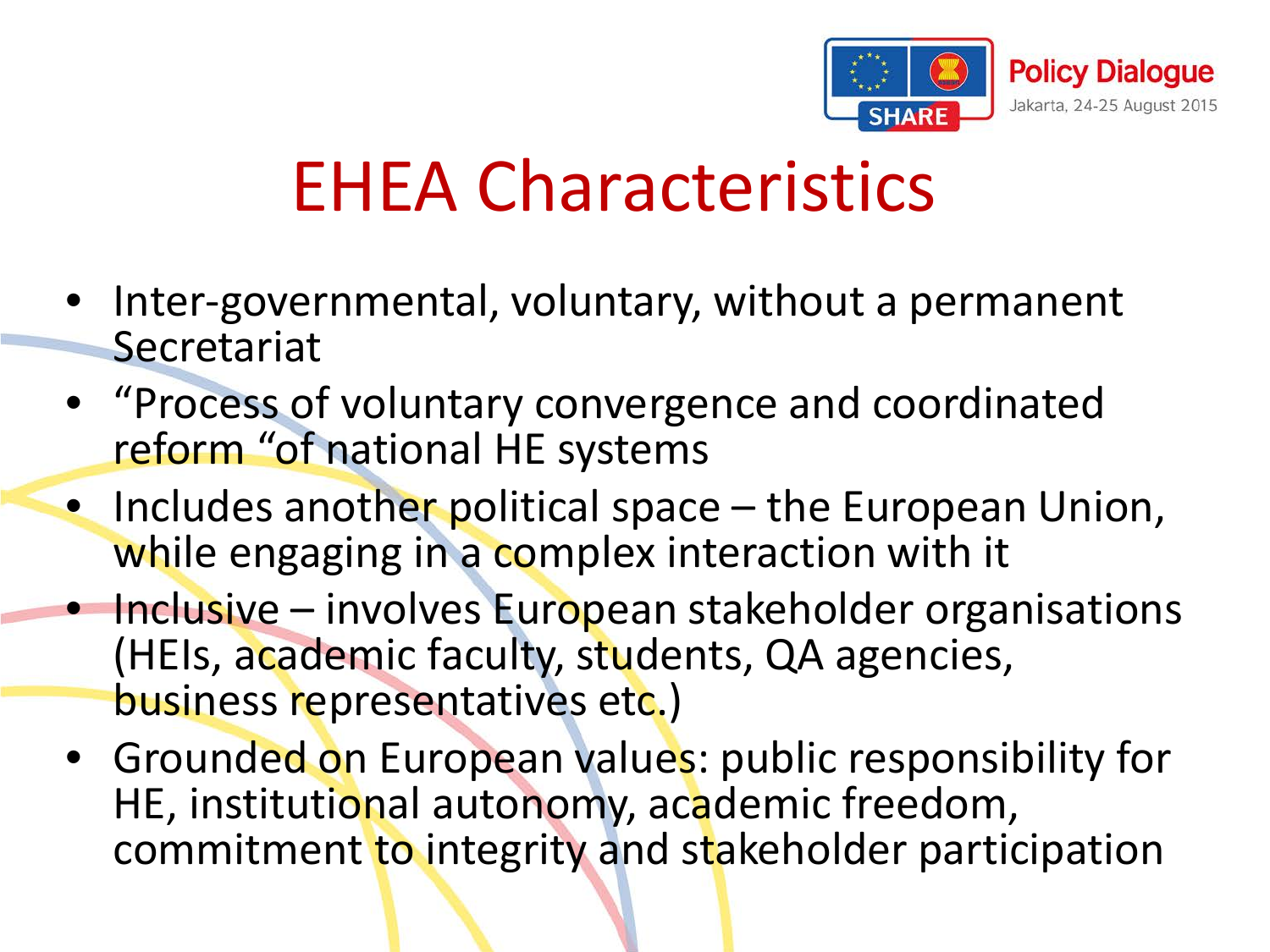# EHEA Characteristics

- Inter-governmental, voluntary, without a permanent Secretariat
- "Process of voluntary convergence and coordinated reform "of national HE systems
- Includes another political space – the European Union, while engaging in a complex interaction with it
- Inclusive – involves European stakeholder organisations (HEIs, academic faculty, students, QA agencies, business representatives etc.)
- Grounded on European values: public responsibility for HE, institutional autonomy, academic freedom, commitment to integrity and stakeholder participation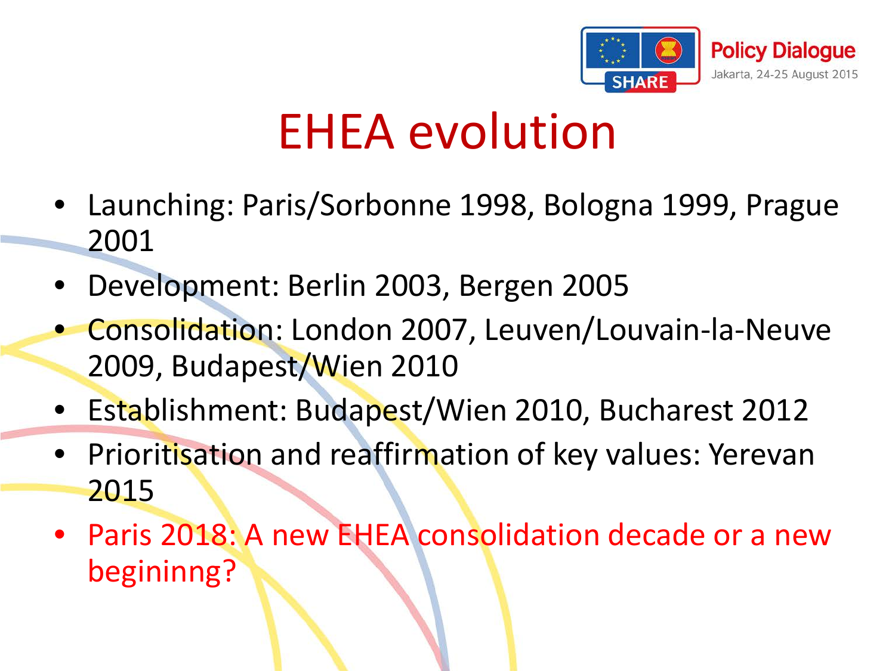# EHEA evolution

- Launching: Paris/Sorbonne 1998, Bologna 1999, Prague 2001
- Development: Berlin 2003, Bergen 2005
- Consolidation: London 2007, Leuven/Louvain-la-Neuve 2009, Budapest/Wien 2010
- Establishment: Budapest/Wien 2010, Bucharest 2012
- Prioritisation and reaffirmation of key values: Yerevan 2015
- Paris 2018: A new EHEA consolidation decade or a new begininng?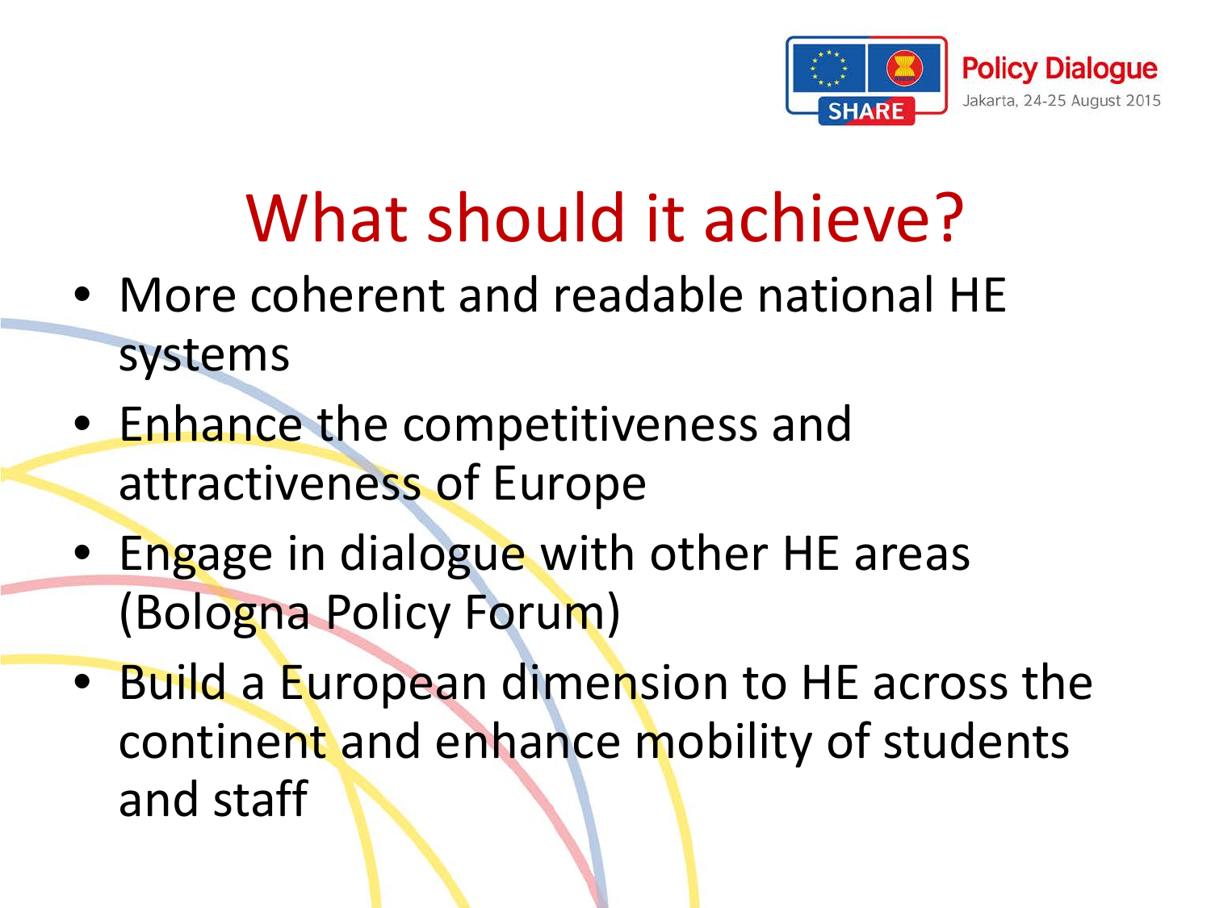# What should it achieve?

- More coherent and readable national HE systems
- Enhance the competitiveness and attractiveness of Europe
- Engage in dialogue with other HE areas (Bologna Policy Forum)
- Build a European dimension to HE across the continent and enhance mobility of students and staff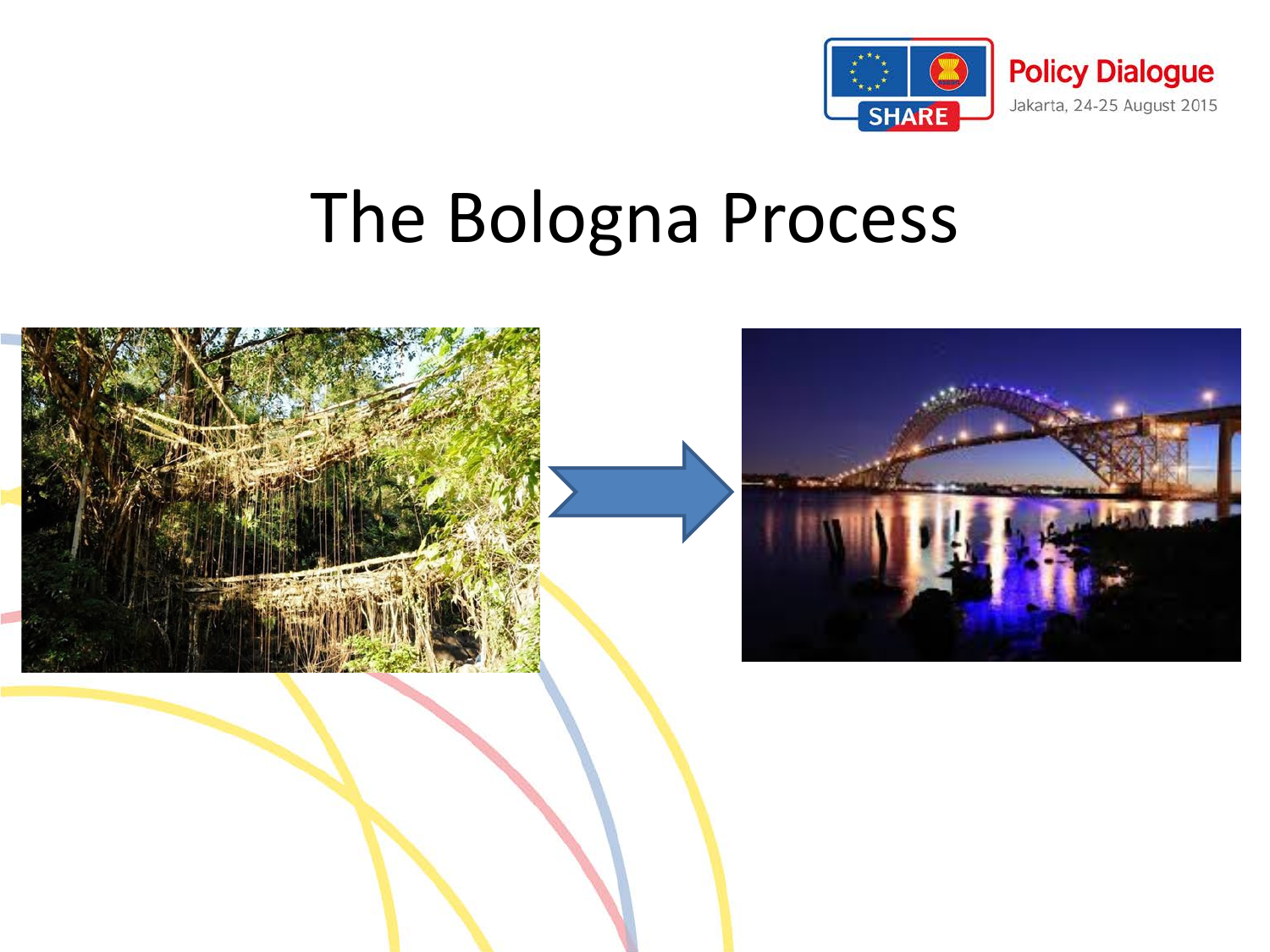# The Bologna Process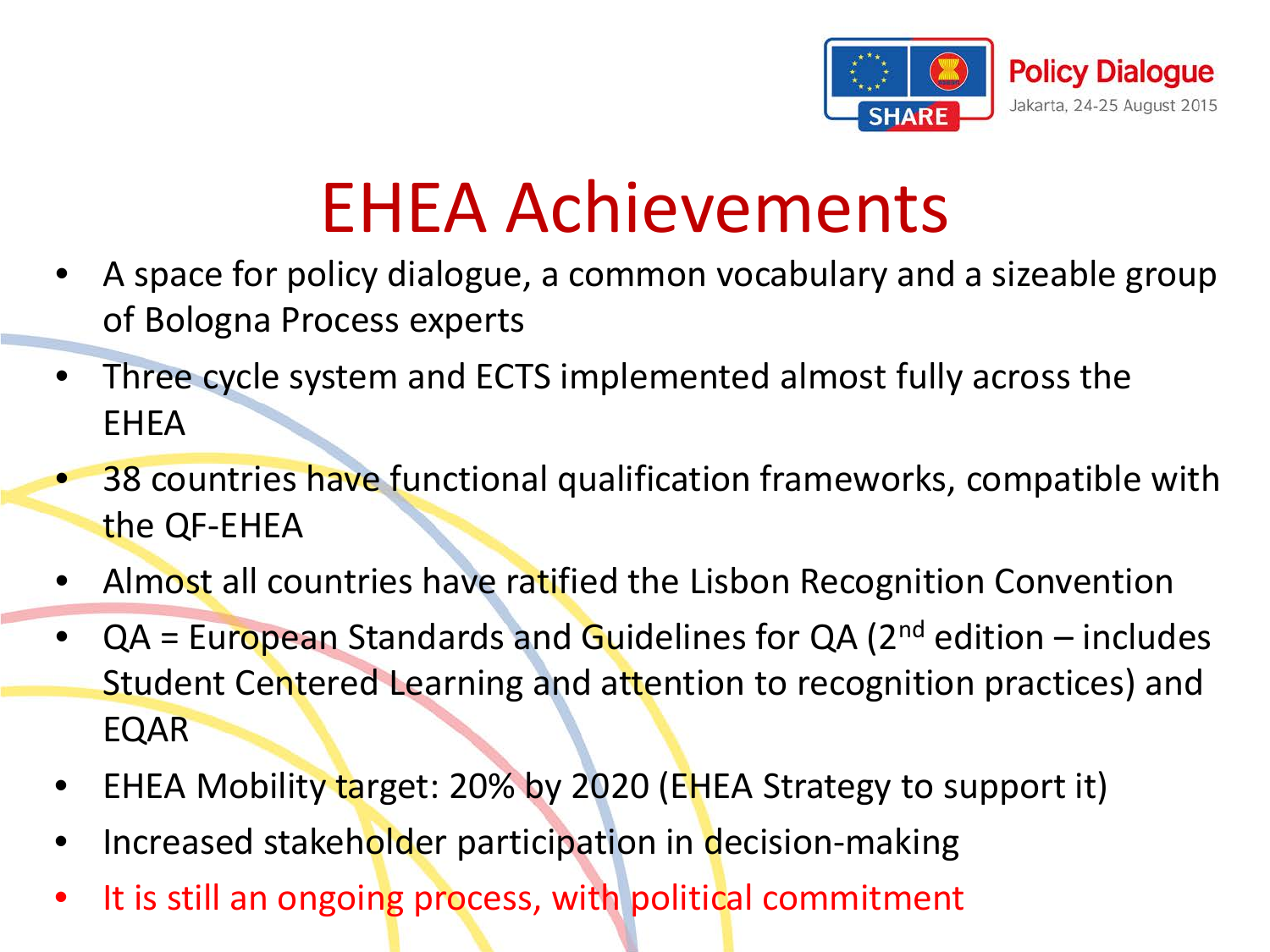# EHEA Achievements

- A space for policy dialogue, a common vocabulary and a sizeable group of Bologna Process experts
- Three cycle system and ECTS implemented almost fully across the EHEA
- 38 countries have functional qualification frameworks, compatible with the QF-EHEA
- Almost all countries have ratified the Lisbon Recognition Convention
- QA = European Standards and Guidelines for QA (2nd edition – includes Student Centered Learning and attention to recognition practices) and EQAR
- EHEA Mobility target: 20% by 2020 (EHEA Strategy to support it)
- Increased stakeholder participation in decision-making
- It is still an ongoing process, with political commitment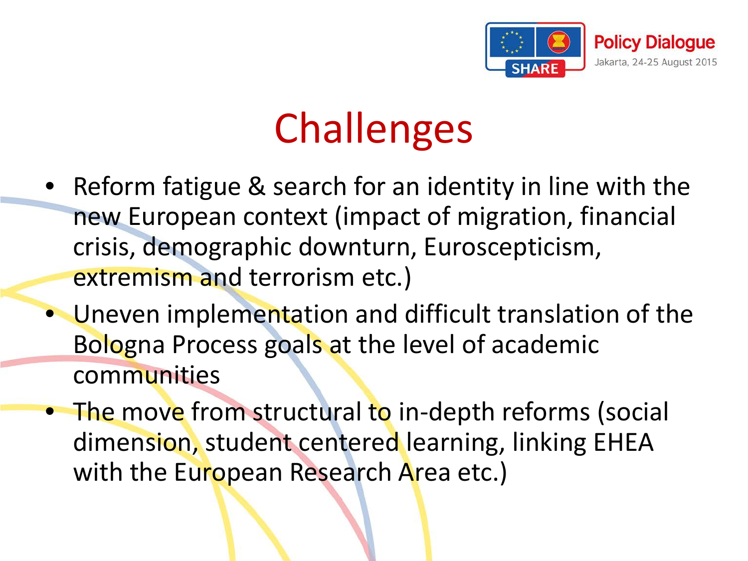# Challenges

- Reform fatigue & search for an identity in line with the new European context (impact of migration, financial crisis, demographic downturn, Euroscepticism, extremism and terrorism etc.)
- Uneven implementation and difficult translation of the Bologna Process goals at the level of academic communities
- The move from structural to in-depth reforms (social dimension, student centered learning, linking EHEA with the European Research Area etc.)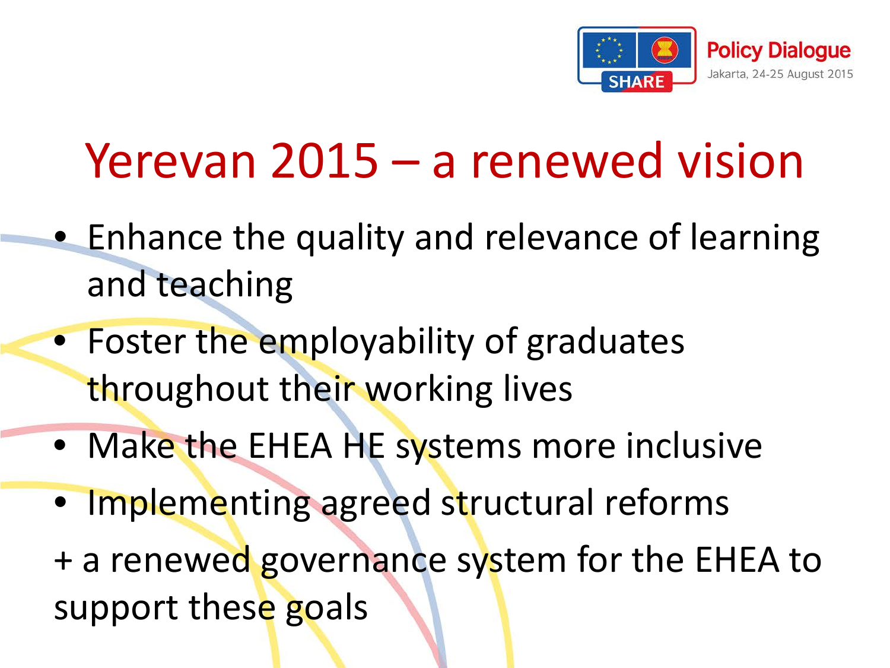# Yerevan 2015 – a renewed vision

- Enhance the quality and relevance of learning and teaching
- Foster the employability of graduates throughout their working lives
- Make the EHEA HE systems more inclusive
- Implementing agreed structural reforms

+ a renewed governance system for the EHEA to support these goals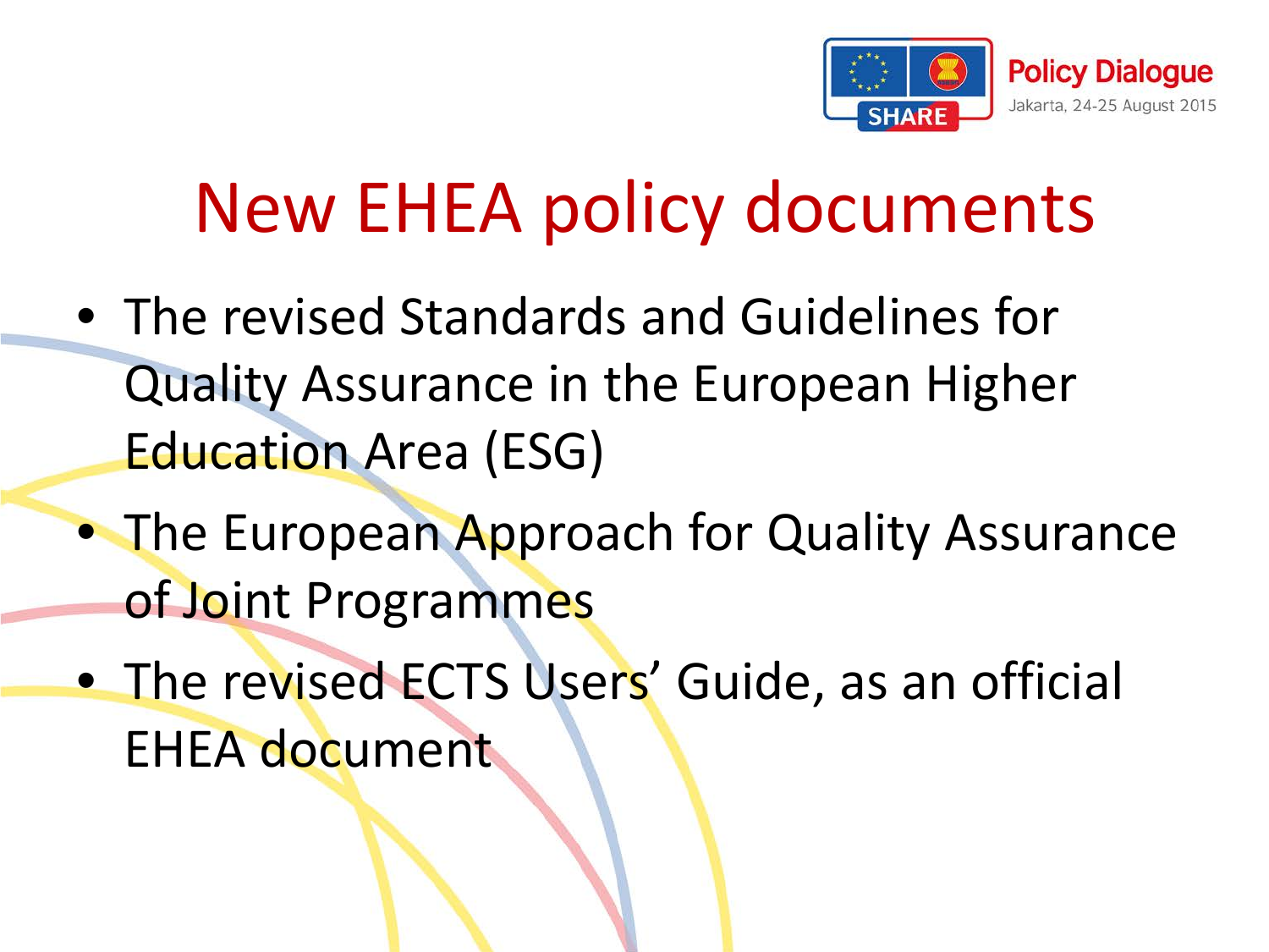# New EHEA policy documents

- The revised Standards and Guidelines for Quality Assurance in the European Higher Education Area (ESG)
- The European Approach for Quality Assurance of Joint Programmes
- The revised ECTS Users' Guide, as an official EHEA document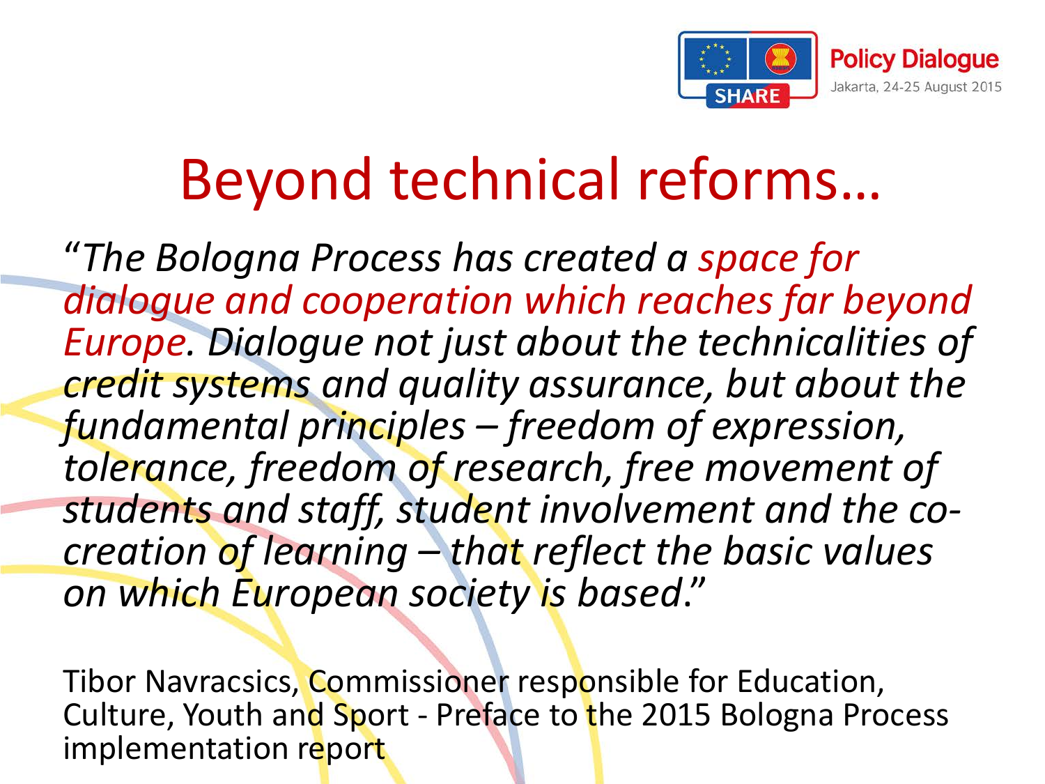# Beyond technical reforms…

*"The Bologna Process has created a space for dialogue and cooperation which reaches far beyond Europe. Dialogue not just about the technicalities of credit systems and quality assurance, but about the fundamental principles – freedom of expression, tolerance, freedom of research, free movement of students and staff, student involvement and the co-creation of learning – that reflect the basic values on which European society is based."*

Tibor Navracsics, Commissioner responsible for Education, Culture, Youth and Sport - Preface to the 2015 Bologna Process implementation report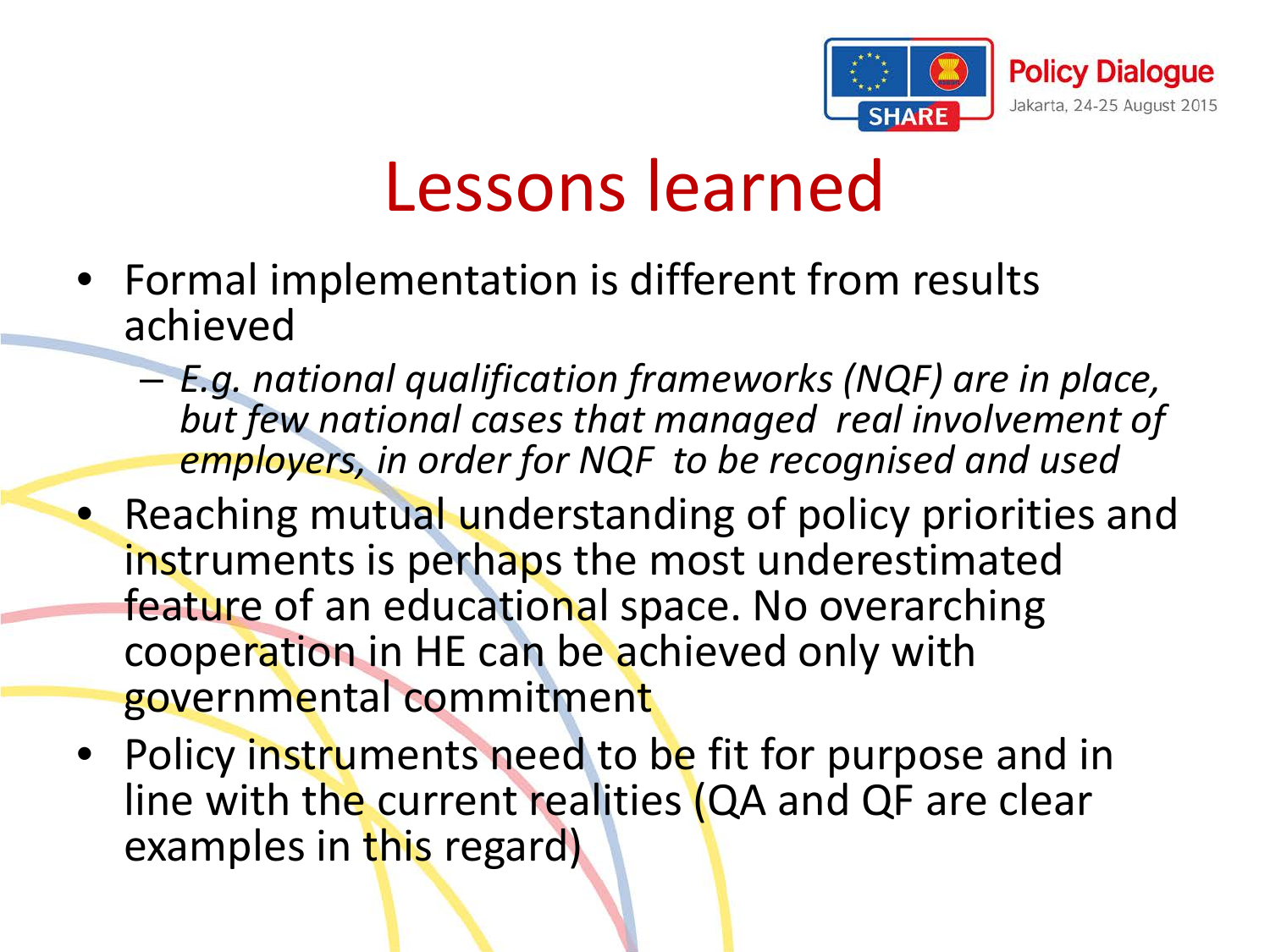# Lessons learned

- Formal implementation is different from results achieved
  - *E.g. national qualification frameworks (NQF) are in place, but few national cases that managed real involvement of employers, in order for NQF to be recognised and used*
- Reaching mutual understanding of policy priorities and instruments is perhaps the most underestimated feature of an educational space. No overarching cooperation in HE can be achieved only with governmental commitment
- Policy instruments need to be fit for purpose and in line with the current realities (QA and QF are clear examples in this regard)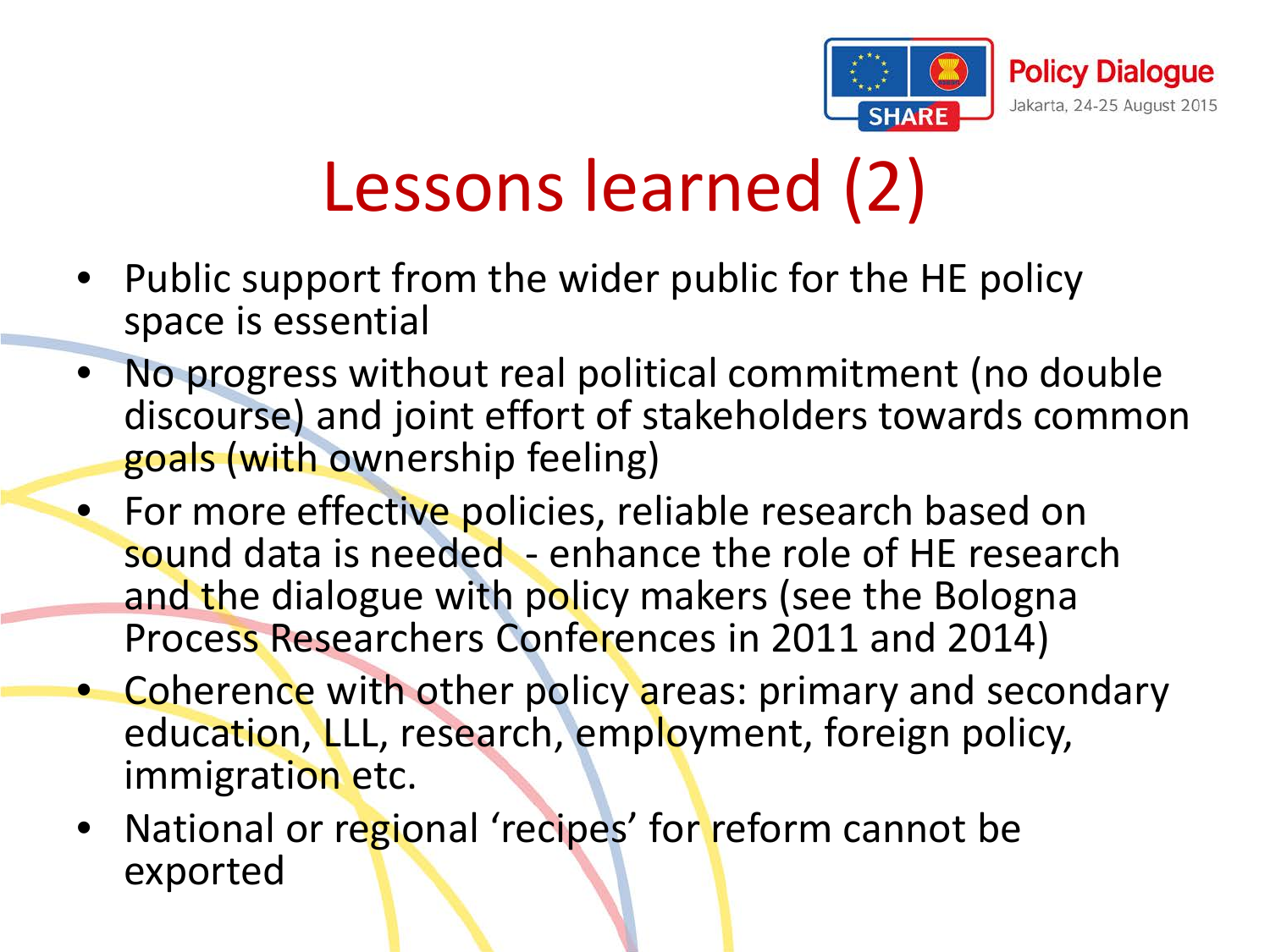# Lessons learned (2)

- Public support from the wider public for the HE policy space is essential
- No progress without real political commitment (no double discourse) and joint effort of stakeholders towards common goals (with ownership feeling)
- For more effective policies, reliable research based on sound data is needed - enhance the role of HE research and the dialogue with policy makers (see the Bologna Process Researchers Conferences in 2011 and 2014)
- Coherence with other policy areas: primary and secondary education, LLL, research, employment, foreign policy, immigration etc.
- National or regional 'recipes' for reform cannot be exported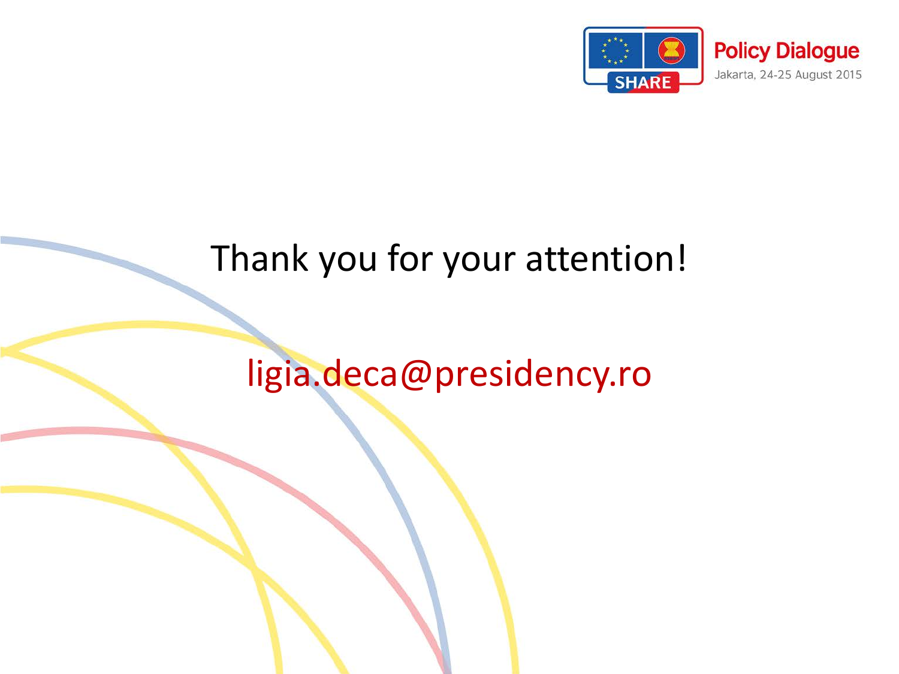Thank you for your attention!

ligia.deca@presidency.ro